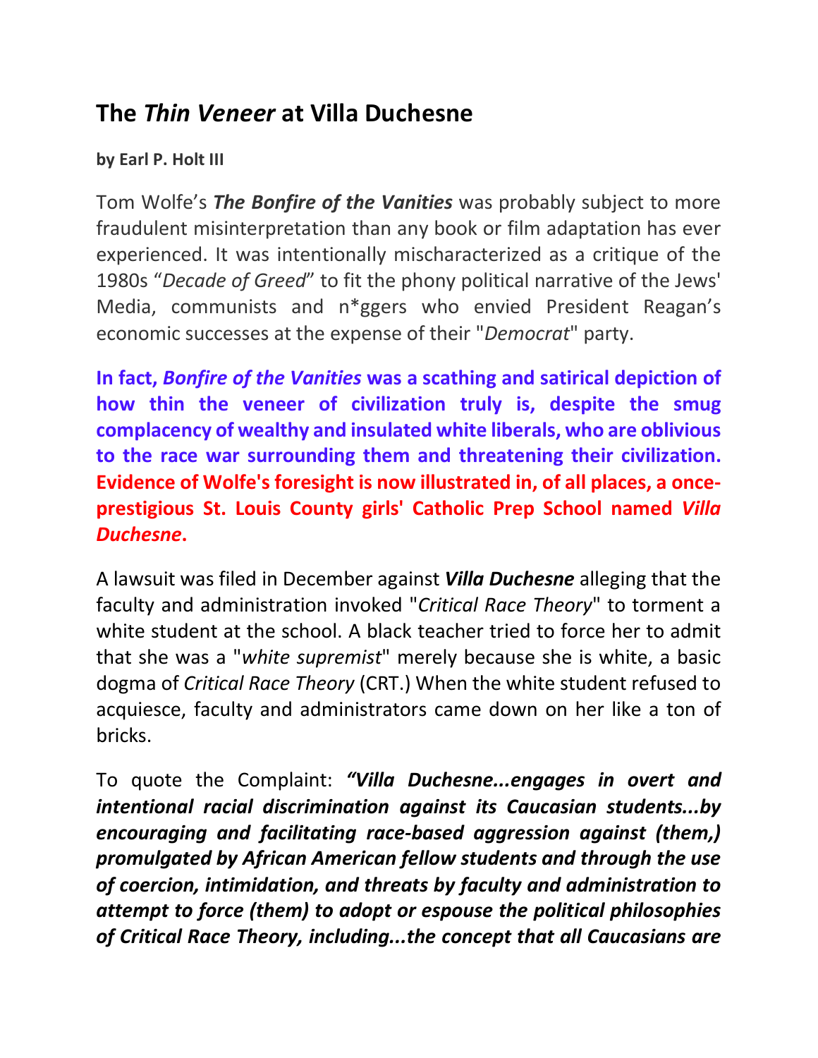# The *Thin Veneer* at Villa Duchesne

**by Earl P. Holt III**

Tom Wolfe's ***The Bonfire of the Vanities*** was probably subject to more fraudulent misinterpretation than any book or film adaptation has ever experienced. It was intentionally mischaracterized as a critique of the 1980s "*Decade of Greed*" to fit the phony political narrative of the Jews' Media, communists and n*ggers who envied President Reagan's economic successes at the expense of their "*Democrat*" party.

**In fact, *Bonfire of the Vanities* was a scathing and satirical depiction of how thin the veneer of civilization truly is, despite the smug complacency of wealthy and insulated white liberals, who are oblivious to the race war surrounding them and threatening their civilization. Evidence of Wolfe's foresight is now illustrated in, of all places, a once-prestigious St. Louis County girls' Catholic Prep School named *Villa Duchesne*.**

A lawsuit was filed in December against ***Villa Duchesne*** alleging that the faculty and administration invoked "*Critical Race Theory*" to torment a white student at the school. A black teacher tried to force her to admit that she was a "*white supremist*" merely because she is white, a basic dogma of *Critical Race Theory* (CRT.) When the white student refused to acquiesce, faculty and administrators came down on her like a ton of bricks.

To quote the Complaint: ***"Villa Duchesne...engages in overt and intentional racial discrimination against its Caucasian students...by encouraging and facilitating race-based aggression against (them,) promulgated by African American fellow students and through the use of coercion, intimidation, and threats by faculty and administration to attempt to force (them) to adopt or espouse the political philosophies of Critical Race Theory, including...the concept that all Caucasians are***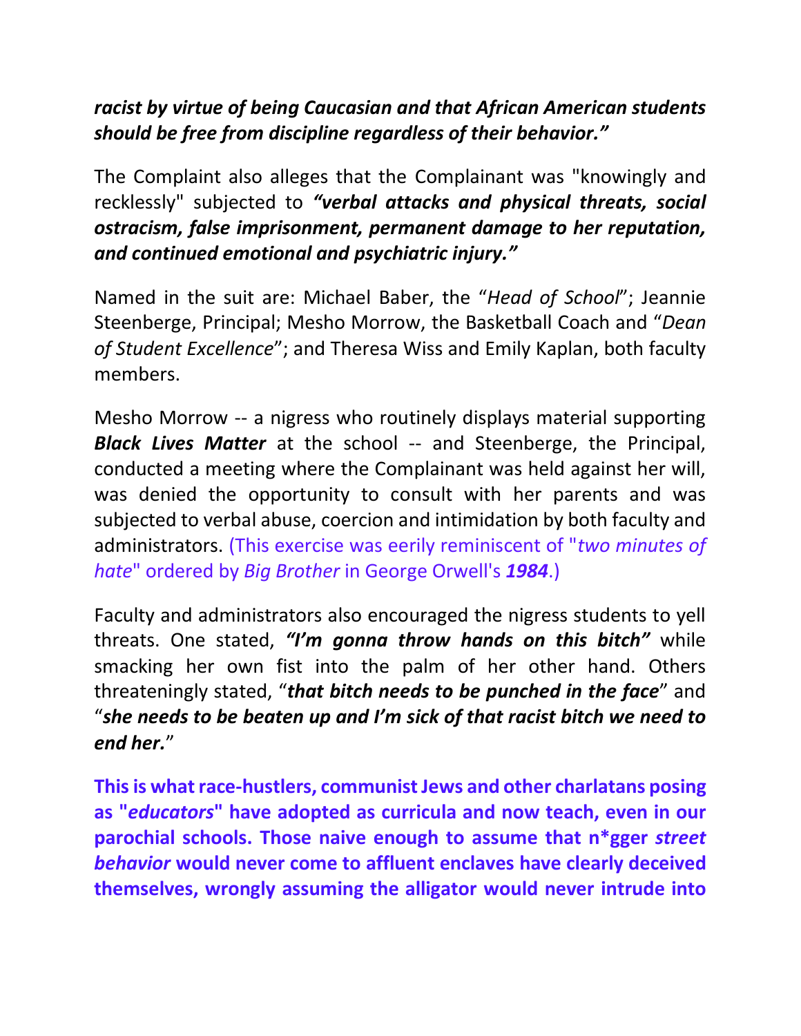***racist by virtue of being Caucasian and that African American students should be free from discipline regardless of their behavior."***

The Complaint also alleges that the Complainant was "knowingly and recklessly" subjected to ***"verbal attacks and physical threats, social ostracism, false imprisonment, permanent damage to her reputation, and continued emotional and psychiatric injury."***

Named in the suit are: Michael Baber, the "*Head of School*"; Jeannie Steenberge, Principal; Mesho Morrow, the Basketball Coach and "*Dean of Student Excellence*"; and Theresa Wiss and Emily Kaplan, both faculty members.

Mesho Morrow -- a nigress who routinely displays material supporting ***Black Lives Matter*** at the school -- and Steenberge, the Principal, conducted a meeting where the Complainant was held against her will, was denied the opportunity to consult with her parents and was subjected to verbal abuse, coercion and intimidation by both faculty and administrators. (This exercise was eerily reminiscent of "*two minutes of hate*" ordered by *Big Brother* in George Orwell's ***1984***.)

Faculty and administrators also encouraged the nigress students to yell threats. One stated, ***"I'm gonna throw hands on this bitch"*** while smacking her own fist into the palm of her other hand. Others threateningly stated, "***that bitch needs to be punched in the face***" and "***she needs to be beaten up and I'm sick of that racist bitch we need to end her.***"

**This is what race-hustlers, communist Jews and other charlatans posing as "*educators*" have adopted as curricula and now teach, even in our parochial schools. Those naive enough to assume that n*gger *street behavior* would never come to affluent enclaves have clearly deceived themselves, wrongly assuming the alligator would never intrude into**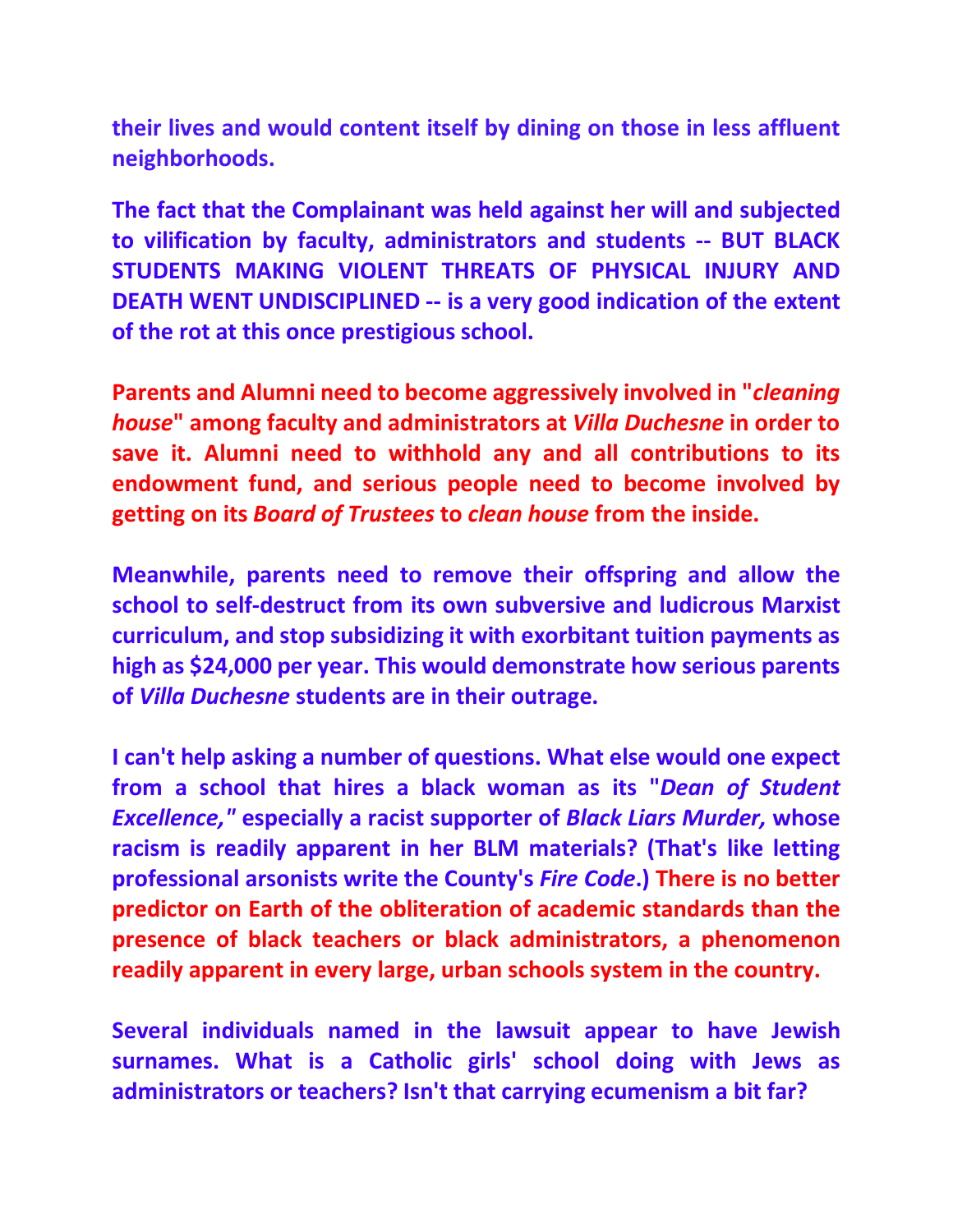**their lives and would content itself by dining on those in less affluent neighborhoods.**

**The fact that the Complainant was held against her will and subjected to vilification by faculty, administrators and students -- BUT BLACK STUDENTS MAKING VIOLENT THREATS OF PHYSICAL INJURY AND DEATH WENT UNDISCIPLINED -- is a very good indication of the extent of the rot at this once prestigious school.**

**Parents and Alumni need to become aggressively involved in "*cleaning house*" among faculty and administrators at *Villa Duchesne* in order to save it. Alumni need to withhold any and all contributions to its endowment fund, and serious people need to become involved by getting on its *Board of Trustees* to *clean house* from the inside.**

**Meanwhile, parents need to remove their offspring and allow the school to self-destruct from its own subversive and ludicrous Marxist curriculum, and stop subsidizing it with exorbitant tuition payments as high as $24,000 per year. This would demonstrate how serious parents of *Villa Duchesne* students are in their outrage.**

**I can't help asking a number of questions. What else would one expect from a school that hires a black woman as its "*Dean of Student Excellence,"* especially a racist supporter of *Black Liars Murder,* whose racism is readily apparent in her BLM materials? (That's like letting professional arsonists write the County's *Fire Code*.) There is no better predictor on Earth of the obliteration of academic standards than the presence of black teachers or black administrators, a phenomenon readily apparent in every large, urban schools system in the country.**

**Several individuals named in the lawsuit appear to have Jewish surnames. What is a Catholic girls' school doing with Jews as administrators or teachers? Isn't that carrying ecumenism a bit far?**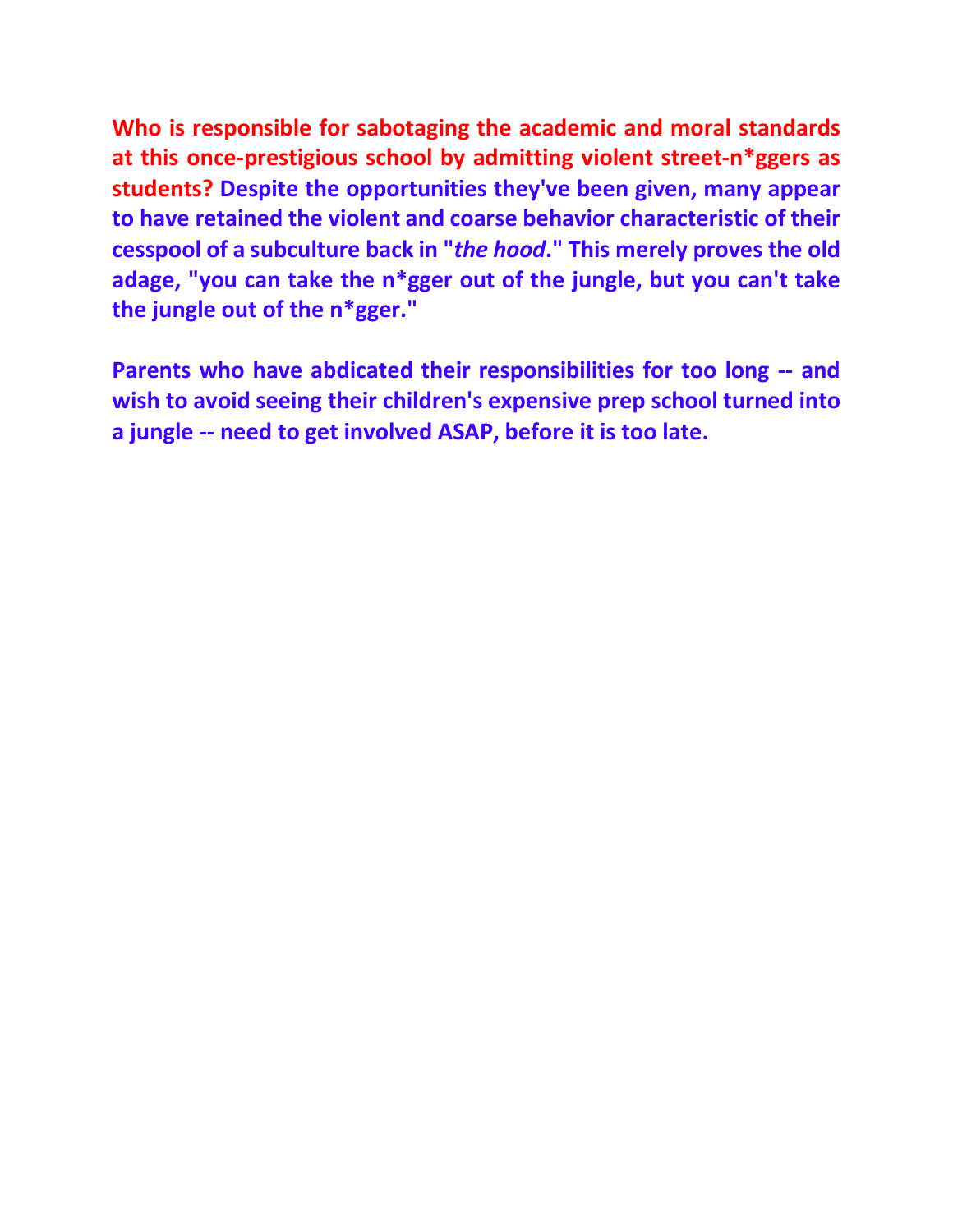**Who is responsible for sabotaging the academic and moral standards at this once-prestigious school by admitting violent street-n*ggers as students? Despite the opportunities they've been given, many appear to have retained the violent and coarse behavior characteristic of their cesspool of a subculture back in "*the hood*." This merely proves the old adage, "you can take the n*gger out of the jungle, but you can't take the jungle out of the n*gger."**

**Parents who have abdicated their responsibilities for too long -- and wish to avoid seeing their children's expensive prep school turned into a jungle -- need to get involved ASAP, before it is too late.**